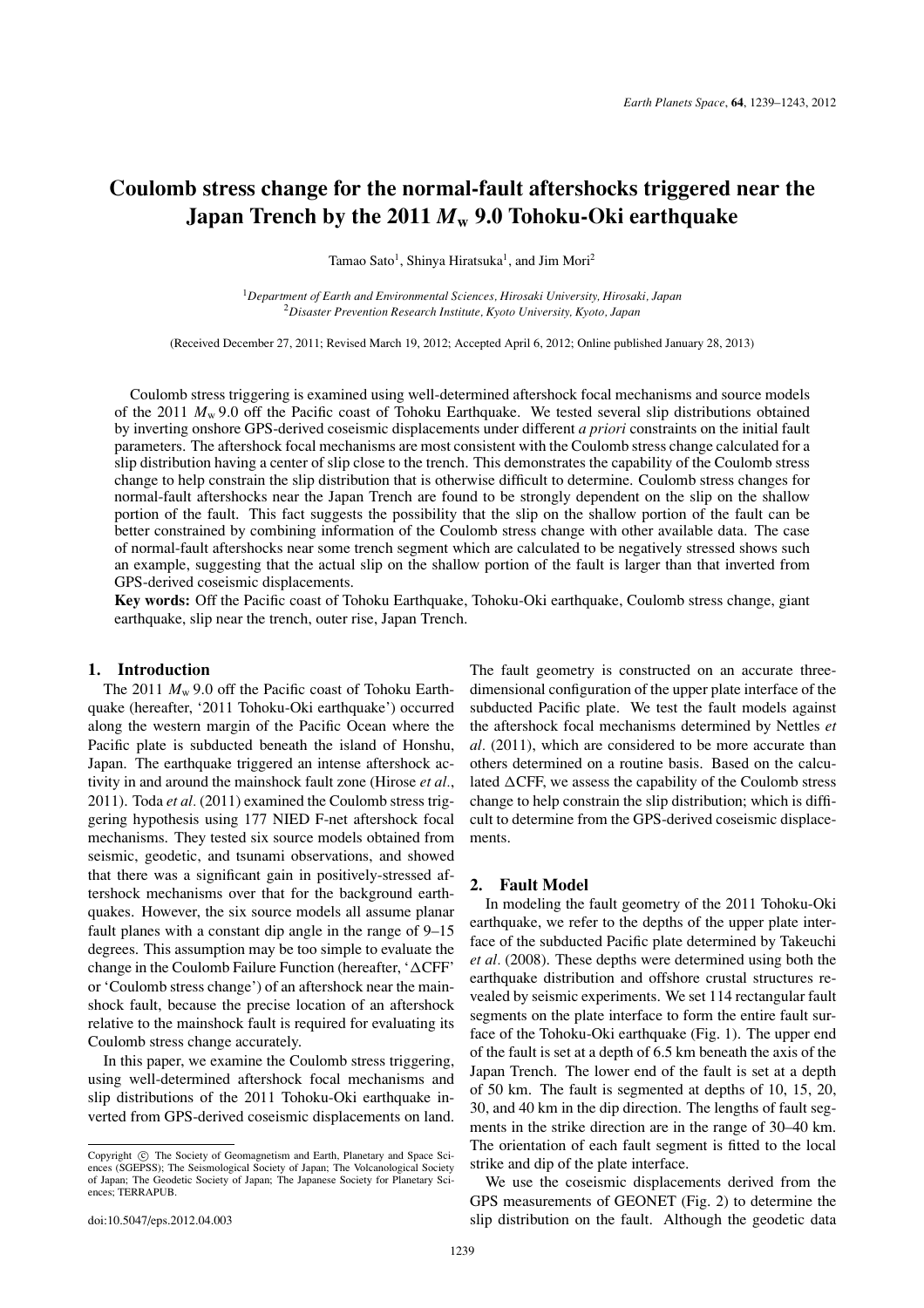# Coulomb stress change for the normal-fault aftershocks triggered near the Japan Trench by the 2011 $M_w$ 9.0 Tohoku-Oki earthquake

Tamao Sato[1], Shinya Hiratsuka[1], and Jim Mori[2]

[1]*Department of Earth and Environmental Sciences, Hirosaki University, Hirosaki, Japan*
[2]*Disaster Prevention Research Institute, Kyoto University, Kyoto, Japan*

(Received December 27, 2011; Revised March 19, 2012; Accepted April 6, 2012; Online published January 28, 2013)

Coulomb stress triggering is examined using well-determined aftershock focal mechanisms and source models of the 2011 $M_w$ 9.0 off the Pacific coast of Tohoku Earthquake. We tested several slip distributions obtained by inverting onshore GPS-derived coseismic displacements under different *a priori* constraints on the initial fault parameters. The aftershock focal mechanisms are most consistent with the Coulomb stress change calculated for a slip distribution having a center of slip close to the trench. This demonstrates the capability of the Coulomb stress change to help constrain the slip distribution that is otherwise difficult to determine. Coulomb stress changes for normal-fault aftershocks near the Japan Trench are found to be strongly dependent on the slip on the shallow portion of the fault. This fact suggests the possibility that the slip on the shallow portion of the fault can be better constrained by combining information of the Coulomb stress change with other available data. The case of normal-fault aftershocks near some trench segment which are calculated to be negatively stressed shows such an example, suggesting that the actual slip on the shallow portion of the fault is larger than that inverted from GPS-derived coseismic displacements.

**Key words:** Off the Pacific coast of Tohoku Earthquake, Tohoku-Oki earthquake, Coulomb stress change, giant earthquake, slip near the trench, outer rise, Japan Trench.

## 1. Introduction

The 2011 $M_w$ 9.0 off the Pacific coast of Tohoku Earthquake (hereafter, '2011 Tohoku-Oki earthquake') occurred along the western margin of the Pacific Ocean where the Pacific plate is subducted beneath the island of Honshu, Japan. The earthquake triggered an intense aftershock activity in and around the mainshock fault zone (Hirose *et al.*, 2011). Toda *et al.* (2011) examined the Coulomb stress triggering hypothesis using 177 NIED F-net aftershock focal mechanisms. They tested six source models obtained from seismic, geodetic, and tsunami observations, and showed that there was a significant gain in positively-stressed aftershock mechanisms over that for the background earthquakes. However, the six source models all assume planar fault planes with a constant dip angle in the range of 9–15 degrees. This assumption may be too simple to evaluate the change in the Coulomb Failure Function (hereafter, '$\Delta$CFF' or 'Coulomb stress change') of an aftershock near the mainshock fault, because the precise location of an aftershock relative to the mainshock fault is required for evaluating its Coulomb stress change accurately.

In this paper, we examine the Coulomb stress triggering, using well-determined aftershock focal mechanisms and slip distributions of the 2011 Tohoku-Oki earthquake inverted from GPS-derived coseismic displacements on land. The fault geometry is constructed on an accurate three-dimensional configuration of the upper plate interface of the subducted Pacific plate. We test the fault models against the aftershock focal mechanisms determined by Nettles *et al*. (2011), which are considered to be more accurate than others determined on a routine basis. Based on the calculated $\Delta$CFF, we assess the capability of the Coulomb stress change to help constrain the slip distribution; which is difficult to determine from the GPS-derived coseismic displacements.

## 2. Fault Model

In modeling the fault geometry of the 2011 Tohoku-Oki earthquake, we refer to the depths of the upper plate interface of the subducted Pacific plate determined by Takeuchi *et al*. (2008). These depths were determined using both the earthquake distribution and offshore crustal structures revealed by seismic experiments. We set 114 rectangular fault segments on the plate interface to form the entire fault surface of the Tohoku-Oki earthquake (Fig. 1). The upper end of the fault is set at a depth of 6.5 km beneath the axis of the Japan Trench. The lower end of the fault is set at a depth of 50 km. The fault is segmented at depths of 10, 15, 20, 30, and 40 km in the dip direction. The lengths of fault segments in the strike direction are in the range of 30–40 km. The orientation of each fault segment is fitted to the local strike and dip of the plate interface.

We use the coseismic displacements derived from the GPS measurements of GEONET (Fig. 2) to determine the slip distribution on the fault. Although the geodetic data

Copyright © The Society of Geomagnetism and Earth, Planetary and Space Sciences (SGEPSS); The Seismological Society of Japan; The Volcanological Society of Japan; The Geodetic Society of Japan; The Japanese Society for Planetary Sciences; TERRAPUB.

doi:10.5047/eps.2012.04.003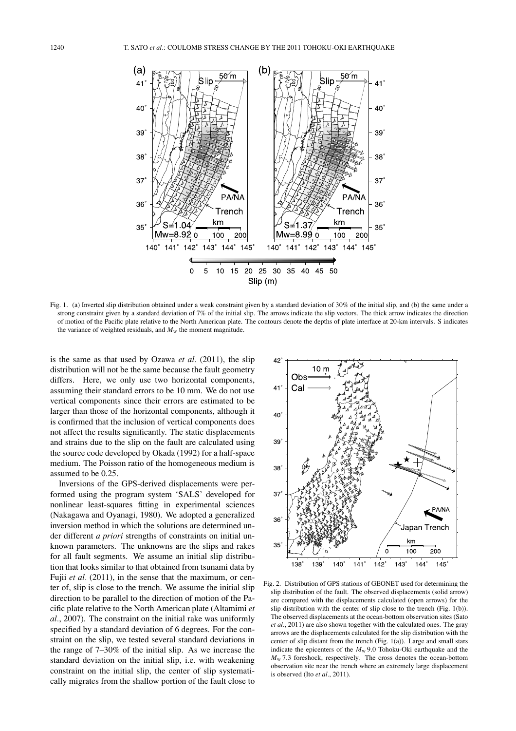Fig. 1. (a) Inverted slip distribution obtained under a weak constraint given by a standard deviation of 30% of the initial slip, and (b) the same under a strong constraint given by a standard deviation of 7% of the initial slip. The arrows indicate the slip vectors. The thick arrow indicates the direction of motion of the Pacific plate relative to the North American plate. The contours denote the depths of plate interface at 20-km intervals. S indicates the variance of weighted residuals, and $M_w$ the moment magnitude.

is the same as that used by Ozawa *et al*. (2011), the slip distribution will not be the same because the fault geometry differs. Here, we only use two horizontal components, assuming their standard errors to be 10 mm. We do not use vertical components since their errors are estimated to be larger than those of the horizontal components, although it is confirmed that the inclusion of vertical components does not affect the results significantly. The static displacements and strains due to the slip on the fault are calculated using the source code developed by Okada (1992) for a half-space medium. The Poisson ratio of the homogeneous medium is assumed to be 0.25.

Inversions of the GPS-derived displacements were performed using the program system 'SALS' developed for nonlinear least-squares fitting in experimental sciences (Nakagawa and Oyanagi, 1980). We adopted a generalized inversion method in which the solutions are determined under different *a priori* strengths of constraints on initial unknown parameters. The unknowns are the slips and rakes for all fault segments. We assume an initial slip distribution that looks similar to that obtained from tsunami data by Fujii *et al*. (2011), in the sense that the maximum, or center of, slip is close to the trench. We assume the initial slip direction to be parallel to the direction of motion of the Pacific plate relative to the North American plate (Altamimi *et al*., 2007). The constraint on the initial rake was uniformly specified by a standard deviation of 6 degrees. For the constraint on the slip, we tested several standard deviations in the range of 7–30% of the initial slip. As we increase the standard deviation on the initial slip, i.e. with weakening constraint on the initial slip, the center of slip systematically migrates from the shallow portion of the fault close to

Fig. 2. Distribution of GPS stations of GEONET used for determining the slip distribution of the fault. The observed displacements (solid arrow) are compared with the displacements calculated (open arrows) for the slip distribution with the center of slip close to the trench (Fig. 1(b)). The observed displacements at the ocean-bottom observation sites (Sato *et al*., 2011) are also shown together with the calculated ones. The gray arrows are the displacements calculated for the slip distribution with the center of slip distant from the trench (Fig. 1(a)). Large and small stars indicate the epicenters of the $M_w$ 9.0 Tohoku-Oki earthquake and the $M_w$ 7.3 foreshock, respectively. The cross denotes the ocean-bottom observation site near the trench where an extremely large displacement is observed (Ito *et al*., 2011).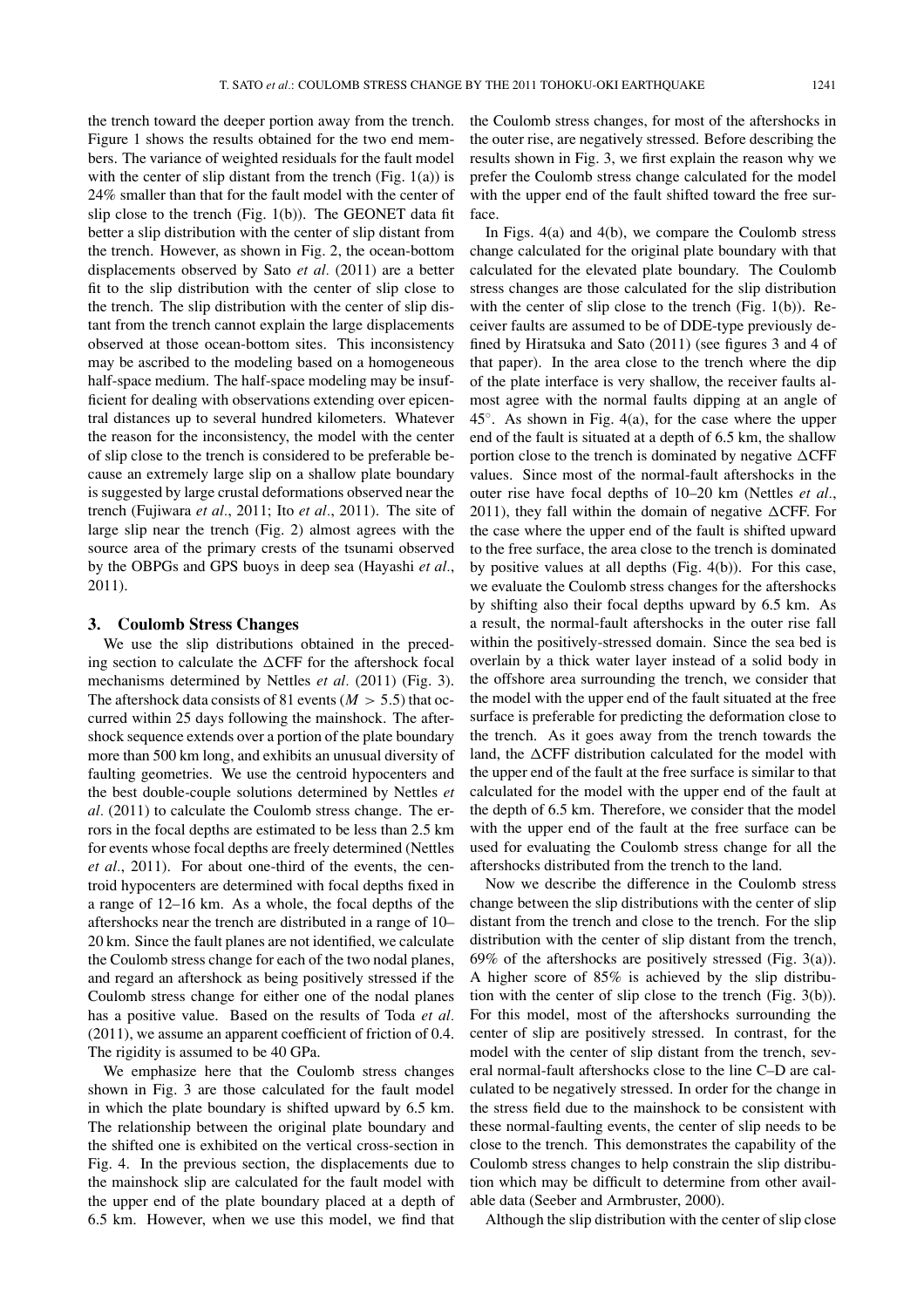the trench toward the deeper portion away from the trench. Figure 1 shows the results obtained for the two end members. The variance of weighted residuals for the fault model with the center of slip distant from the trench (Fig. 1(a)) is 24% smaller than that for the fault model with the center of slip close to the trench (Fig. 1(b)). The GEONET data fit better a slip distribution with the center of slip distant from the trench. However, as shown in Fig. 2, the ocean-bottom displacements observed by Sato *et al*. (2011) are a better fit to the slip distribution with the center of slip close to the trench. The slip distribution with the center of slip distant from the trench cannot explain the large displacements observed at those ocean-bottom sites. This inconsistency may be ascribed to the modeling based on a homogeneous half-space medium. The half-space modeling may be insufficient for dealing with observations extending over epicentral distances up to several hundred kilometers. Whatever the reason for the inconsistency, the model with the center of slip close to the trench is considered to be preferable because an extremely large slip on a shallow plate boundary is suggested by large crustal deformations observed near the trench (Fujiwara *et al*., 2011; Ito *et al*., 2011). The site of large slip near the trench (Fig. 2) almost agrees with the source area of the primary crests of the tsunami observed by the OBPGs and GPS buoys in deep sea (Hayashi *et al*., 2011).

## 3. Coulomb Stress Changes

We use the slip distributions obtained in the preceding section to calculate the $\Delta$CFF for the aftershock focal mechanisms determined by Nettles *et al*. (2011) (Fig. 3). The aftershock data consists of 81 events ($M > 5.5$) that occurred within 25 days following the mainshock. The aftershock sequence extends over a portion of the plate boundary more than 500 km long, and exhibits an unusual diversity of faulting geometries. We use the centroid hypocenters and the best double-couple solutions determined by Nettles *et al*. (2011) to calculate the Coulomb stress change. The errors in the focal depths are estimated to be less than 2.5 km for events whose focal depths are freely determined (Nettles *et al*., 2011). For about one-third of the events, the centroid hypocenters are determined with focal depths fixed in a range of 12–16 km. As a whole, the focal depths of the aftershocks near the trench are distributed in a range of 10–20 km. Since the fault planes are not identified, we calculate the Coulomb stress change for each of the two nodal planes, and regard an aftershock as being positively stressed if the Coulomb stress change for either one of the nodal planes has a positive value. Based on the results of Toda *et al*. (2011), we assume an apparent coefficient of friction of 0.4. The rigidity is assumed to be 40 GPa.

We emphasize here that the Coulomb stress changes shown in Fig. 3 are those calculated for the fault model in which the plate boundary is shifted upward by 6.5 km. The relationship between the original plate boundary and the shifted one is exhibited on the vertical cross-section in Fig. 4. In the previous section, the displacements due to the mainshock slip are calculated for the fault model with the upper end of the plate boundary placed at a depth of 6.5 km. However, when we use this model, we find that the Coulomb stress changes, for most of the aftershocks in the outer rise, are negatively stressed. Before describing the results shown in Fig. 3, we first explain the reason why we prefer the Coulomb stress change calculated for the model with the upper end of the fault shifted toward the free surface.

In Figs. 4(a) and 4(b), we compare the Coulomb stress change calculated for the original plate boundary with that calculated for the elevated plate boundary. The Coulomb stress changes are those calculated for the slip distribution with the center of slip close to the trench (Fig. 1(b)). Receiver faults are assumed to be of DDE-type previously defined by Hiratsuka and Sato (2011) (see figures 3 and 4 of that paper). In the area close to the trench where the dip of the plate interface is very shallow, the receiver faults almost agree with the normal faults dipping at an angle of 45°. As shown in Fig. 4(a), for the case where the upper end of the fault is situated at a depth of 6.5 km, the shallow portion close to the trench is dominated by negative $\Delta$CFF values. Since most of the normal-fault aftershocks in the outer rise have focal depths of 10–20 km (Nettles *et al*., 2011), they fall within the domain of negative $\Delta$CFF. For the case where the upper end of the fault is shifted upward to the free surface, the area close to the trench is dominated by positive values at all depths (Fig. 4(b)). For this case, we evaluate the Coulomb stress changes for the aftershocks by shifting also their focal depths upward by 6.5 km. As a result, the normal-fault aftershocks in the outer rise fall within the positively-stressed domain. Since the sea bed is overlain by a thick water layer instead of a solid body in the offshore area surrounding the trench, we consider that the model with the upper end of the fault situated at the free surface is preferable for predicting the deformation close to the trench. As it goes away from the trench towards the land, the $\Delta$CFF distribution calculated for the model with the upper end of the fault at the free surface is similar to that calculated for the model with the upper end of the fault at the depth of 6.5 km. Therefore, we consider that the model with the upper end of the fault at the free surface can be used for evaluating the Coulomb stress change for all the aftershocks distributed from the trench to the land.

Now we describe the difference in the Coulomb stress change between the slip distributions with the center of slip distant from the trench and close to the trench. For the slip distribution with the center of slip distant from the trench, 69% of the aftershocks are positively stressed (Fig. 3(a)). A higher score of 85% is achieved by the slip distribution with the center of slip close to the trench (Fig. 3(b)). For this model, most of the aftershocks surrounding the center of slip are positively stressed. In contrast, for the model with the center of slip distant from the trench, several normal-fault aftershocks close to the line C–D are calculated to be negatively stressed. In order for the change in the stress field due to the mainshock to be consistent with these normal-faulting events, the center of slip needs to be close to the trench. This demonstrates the capability of the Coulomb stress changes to help constrain the slip distribution which may be difficult to determine from other available data (Seeber and Armbruster, 2000).

Although the slip distribution with the center of slip close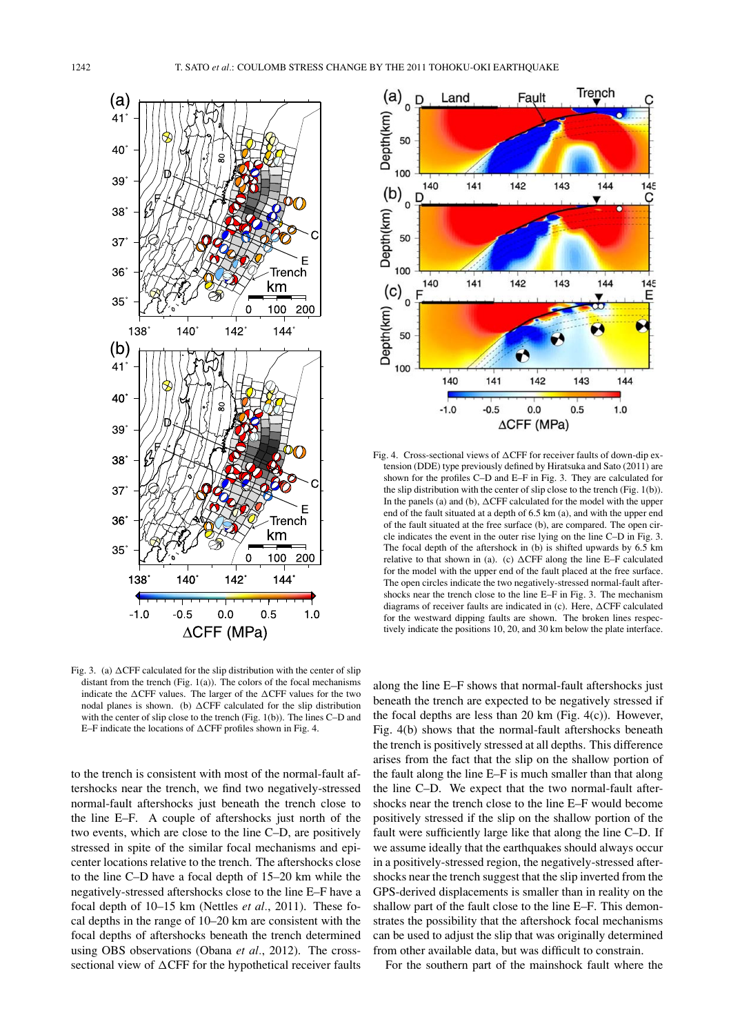Fig. 3. (a) ΔCFF calculated for the slip distribution with the center of slip distant from the trench (Fig. 1(a)). The colors of the focal mechanisms indicate the ΔCFF values. The larger of the ΔCFF values for the two nodal planes is shown. (b) ΔCFF calculated for the slip distribution with the center of slip close to the trench (Fig. 1(b)). The lines C–D and E–F indicate the locations of ΔCFF profiles shown in Fig. 4.

Fig. 4. Cross-sectional views of ΔCFF for receiver faults of down-dip extension (DDE) type previously defined by Hiratsuka and Sato (2011) are shown for the profiles C–D and E–F in Fig. 3. They are calculated for the slip distribution with the center of slip close to the trench (Fig. 1(b)). In the panels (a) and (b), ΔCFF calculated for the model with the upper end of the fault situated at a depth of 6.5 km (a), and with the upper end of the fault situated at the free surface (b), are compared. The open circle indicates the event in the outer rise lying on the line C–D in Fig. 3. The focal depth of the aftershock in (b) is shifted upwards by 6.5 km relative to that shown in (a). (c) ΔCFF along the line E–F calculated for the model with the upper end of the fault placed at the free surface. The open circles indicate the two negatively-stressed normal-fault aftershocks near the trench close to the line E–F in Fig. 3. The mechanism diagrams of receiver faults are indicated in (c). Here, ΔCFF calculated for the westward dipping faults are shown. The broken lines respectively indicate the positions 10, 20, and 30 km below the plate interface.

to the trench is consistent with most of the normal-fault aftershocks near the trench, we find two negatively-stressed normal-fault aftershocks just beneath the trench close to the line E–F. A couple of aftershocks just north of the two events, which are close to the line C–D, are positively stressed in spite of the similar focal mechanisms and epicenter locations relative to the trench. The aftershocks close to the line C–D have a focal depth of 15–20 km while the negatively-stressed aftershocks close to the line E–F have a focal depth of 10–15 km (Nettles *et al*., 2011). These focal depths in the range of 10–20 km are consistent with the focal depths of aftershocks beneath the trench determined using OBS observations (Obana *et al*., 2012). The cross-sectional view of ΔCFF for the hypothetical receiver faults along the line E–F shows that normal-fault aftershocks just beneath the trench are expected to be negatively stressed if the focal depths are less than 20 km (Fig. 4(c)). However, Fig. 4(b) shows that the normal-fault aftershocks beneath the trench is positively stressed at all depths. This difference arises from the fact that the slip on the shallow portion of the fault along the line E–F is much smaller than that along the line C–D. We expect that the two normal-fault aftershocks near the trench close to the line E–F would become positively stressed if the slip on the shallow portion of the fault were sufficiently large like that along the line C–D. If we assume ideally that the earthquakes should always occur in a positively-stressed region, the negatively-stressed aftershocks near the trench suggest that the slip inverted from the GPS-derived displacements is smaller than in reality on the shallow part of the fault close to the line E–F. This demonstrates the possibility that the aftershock focal mechanisms can be used to adjust the slip that was originally determined from other available data, but was difficult to constrain.

For the southern part of the mainshock fault where the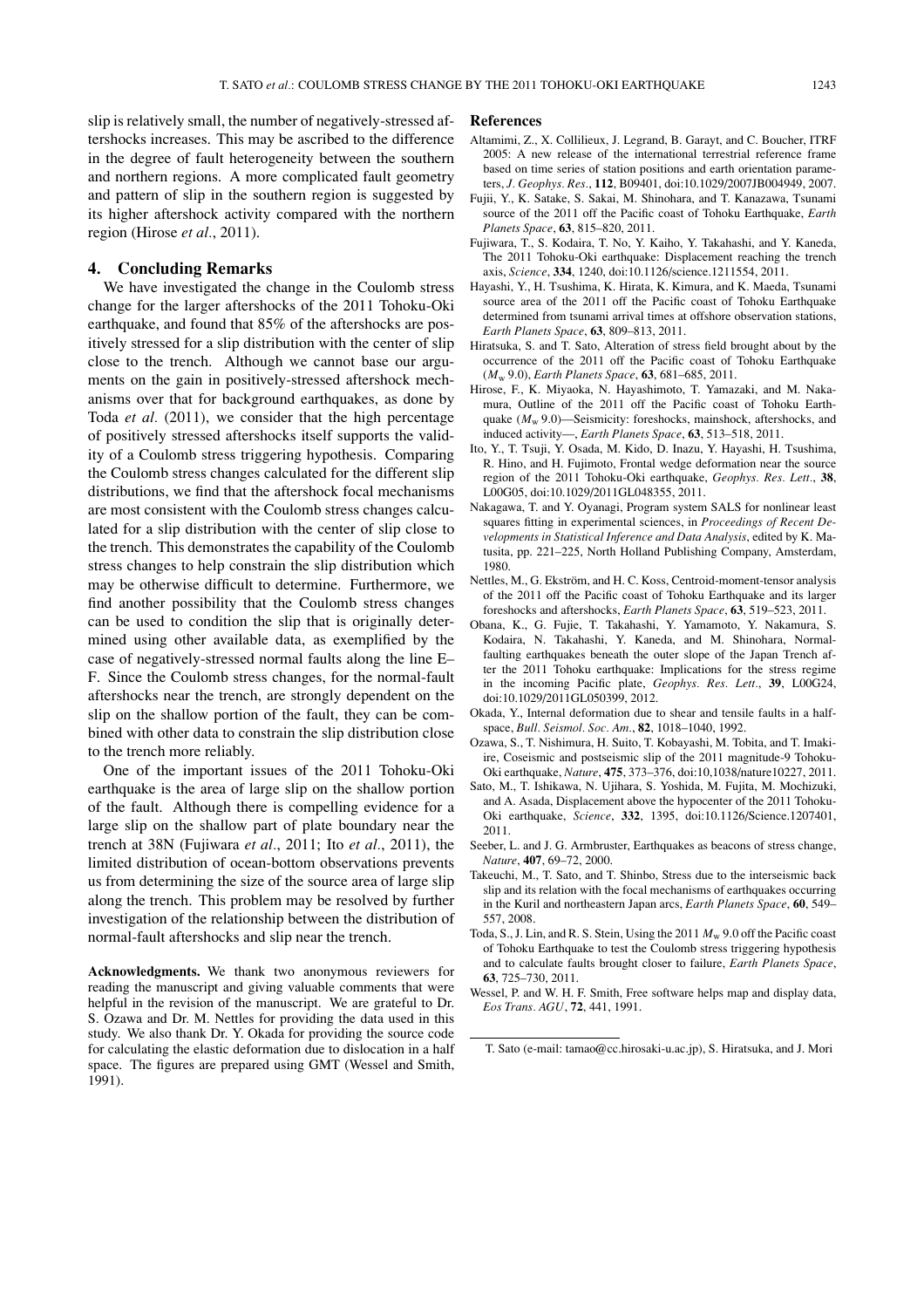slip is relatively small, the number of negatively-stressed aftershocks increases. This may be ascribed to the difference in the degree of fault heterogeneity between the southern and northern regions. A more complicated fault geometry and pattern of slip in the southern region is suggested by its higher aftershock activity compared with the northern region (Hirose *et al*., 2011).

## 4. Concluding Remarks

We have investigated the change in the Coulomb stress change for the larger aftershocks of the 2011 Tohoku-Oki earthquake, and found that 85% of the aftershocks are positively stressed for a slip distribution with the center of slip close to the trench. Although we cannot base our arguments on the gain in positively-stressed aftershock mechanisms over that for background earthquakes, as done by Toda *et al*. (2011), we consider that the high percentage of positively stressed aftershocks itself supports the validity of a Coulomb stress triggering hypothesis. Comparing the Coulomb stress changes calculated for the different slip distributions, we find that the aftershock focal mechanisms are most consistent with the Coulomb stress changes calculated for a slip distribution with the center of slip close to the trench. This demonstrates the capability of the Coulomb stress changes to help constrain the slip distribution which may be otherwise difficult to determine. Furthermore, we find another possibility that the Coulomb stress changes can be used to condition the slip that is originally determined using other available data, as exemplified by the case of negatively-stressed normal faults along the line E–F. Since the Coulomb stress changes, for the normal-fault aftershocks near the trench, are strongly dependent on the slip on the shallow portion of the fault, they can be combined with other data to constrain the slip distribution close to the trench more reliably.

One of the important issues of the 2011 Tohoku-Oki earthquake is the area of large slip on the shallow portion of the fault. Although there is compelling evidence for a large slip on the shallow part of plate boundary near the trench at 38N (Fujiwara *et al*., 2011; Ito *et al*., 2011), the limited distribution of ocean-bottom observations prevents us from determining the size of the source area of large slip along the trench. This problem may be resolved by further investigation of the relationship between the distribution of normal-fault aftershocks and slip near the trench.

**Acknowledgments.** We thank two anonymous reviewers for reading the manuscript and giving valuable comments that were helpful in the revision of the manuscript. We are grateful to Dr. S. Ozawa and Dr. M. Nettles for providing the data used in this study. We also thank Dr. Y. Okada for providing the source code for calculating the elastic deformation due to dislocation in a half space. The figures are prepared using GMT (Wessel and Smith, 1991).

## References

Altamimi, Z., X. Collilieux, J. Legrand, B. Garayt, and C. Boucher, ITRF 2005: A new release of the international terrestrial reference frame based on time series of station positions and earth orientation parameters, *J. Geophys. Res*., **112**, B09401, doi:10.1029/2007JB004949, 2007.

Fujii, Y., K. Satake, S. Sakai, M. Shinohara, and T. Kanazawa, Tsunami source of the 2011 off the Pacific coast of Tohoku Earthquake, *Earth Planets Space*, **63**, 815–820, 2011.

Fujiwara, T., S. Kodaira, T. No, Y. Kaiho, Y. Takahashi, and Y. Kaneda, The 2011 Tohoku-Oki earthquake: Displacement reaching the trench axis, *Science*, **334**, 1240, doi:10.1126/science.1211554, 2011.

Hayashi, Y., H. Tsushima, K. Hirata, K. Kimura, and K. Maeda, Tsunami source area of the 2011 off the Pacific coast of Tohoku Earthquake determined from tsunami arrival times at offshore observation stations, *Earth Planets Space*, **63**, 809–813, 2011.

Hiratsuka, S. and T. Sato, Alteration of stress field brought about by the occurrence of the 2011 off the Pacific coast of Tohoku Earthquake ($M_w$ 9.0), *Earth Planets Space*, **63**, 681–685, 2011.

Hirose, F., K. Miyaoka, N. Hayashimoto, T. Yamazaki, and M. Nakamura, Outline of the 2011 off the Pacific coast of Tohoku Earthquake ($M_w$ 9.0)—Seismicity: foreshocks, mainshock, aftershocks, and induced activity—, *Earth Planets Space*, **63**, 513–518, 2011.

Ito, Y., T. Tsuji, Y. Osada, M. Kido, D. Inazu, Y. Hayashi, H. Tsushima, R. Hino, and H. Fujimoto, Frontal wedge deformation near the source region of the 2011 Tohoku-Oki earthquake, *Geophys. Res. Lett*., **38**, L00G05, doi:10.1029/2011GL048355, 2011.

Nakagawa, T. and Y. Oyanagi, Program system SALS for nonlinear least squares fitting in experimental sciences, in *Proceedings of Recent Developments in Statistical Inference and Data Analysis*, edited by K. Matusita, pp. 221–225, North Holland Publishing Company, Amsterdam, 1980.

Nettles, M., G. Ekström, and H. C. Koss, Centroid-moment-tensor analysis of the 2011 off the Pacific coast of Tohoku Earthquake and its larger foreshocks and aftershocks, *Earth Planets Space*, **63**, 519–523, 2011.

Obana, K., G. Fujie, T. Takahashi, Y. Yamamoto, Y. Nakamura, S. Kodaira, N. Takahashi, Y. Kaneda, and M. Shinohara, Normal-faulting earthquakes beneath the outer slope of the Japan Trench after the 2011 Tohoku earthquake: Implications for the stress regime in the incoming Pacific plate, *Geophys. Res. Lett*., **39**, L00G24, doi:10.1029/2011GL050399, 2012.

Okada, Y., Internal deformation due to shear and tensile faults in a half-space, *Bull. Seismol. Soc. Am*., **82**, 1018–1040, 1992.

Ozawa, S., T. Nishimura, H. Suito, T. Kobayashi, M. Tobita, and T. Imakiire, Coseismic and postseismic slip of the 2011 magnitude-9 Tohoku-Oki earthquake, *Nature*, **475**, 373–376, doi:10,1038/nature10227, 2011.

Sato, M., T. Ishikawa, N. Ujihara, S. Yoshida, M. Fujita, M. Mochizuki, and A. Asada, Displacement above the hypocenter of the 2011 Tohoku-Oki earthquake, *Science*, **332**, 1395, doi:10.1126/Science.1207401, 2011.

Seeber, L. and J. G. Armbruster, Earthquakes as beacons of stress change, *Nature*, **407**, 69–72, 2000.

Takeuchi, M., T. Sato, and T. Shinbo, Stress due to the interseismic back slip and its relation with the focal mechanisms of earthquakes occurring in the Kuril and northeastern Japan arcs, *Earth Planets Space*, **60**, 549–557, 2008.

Toda, S., J. Lin, and R. S. Stein, Using the 2011 $M_w$ 9.0 off the Pacific coast of Tohoku Earthquake to test the Coulomb stress triggering hypothesis and to calculate faults brought closer to failure, *Earth Planets Space*, **63**, 725–730, 2011.

Wessel, P. and W. H. F. Smith, Free software helps map and display data, *Eos Trans. AGU*, **72**, 441, 1991.

---

T. Sato (e-mail: tamao@cc.hirosaki-u.ac.jp), S. Hiratsuka, and J. Mori